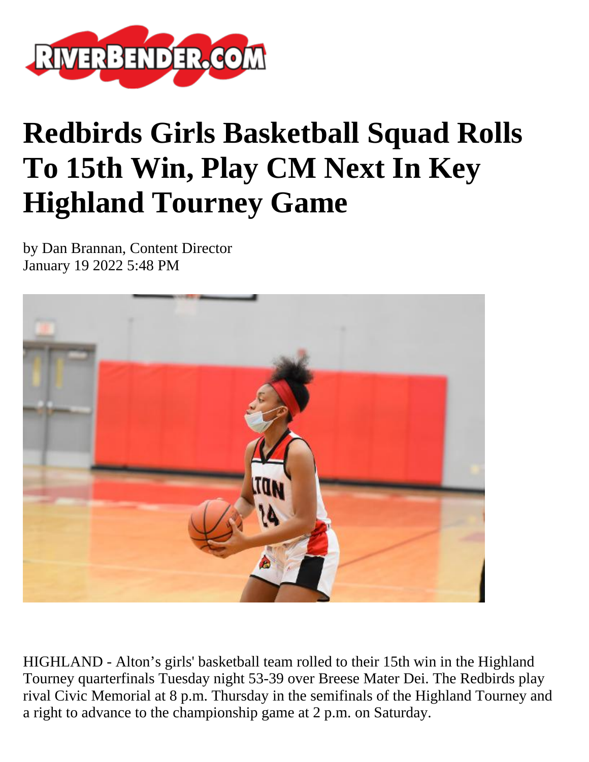# Redbirds Girls Basketball Squad Rolls To 15th Win, Play CM Next In Key Highland Tourney Game

by Dan Brannan, Content Director
January 19 2022 5:48 PM

HIGHLAND - Alton's girls' basketball team rolled to their 15th win in the Highland Tourney quarterfinals Tuesday night 53-39 over Breese Mater Dei. The Redbirds play rival Civic Memorial at 8 p.m. Thursday in the semifinals of the Highland Tourney and a right to advance to the championship game at 2 p.m. on Saturday.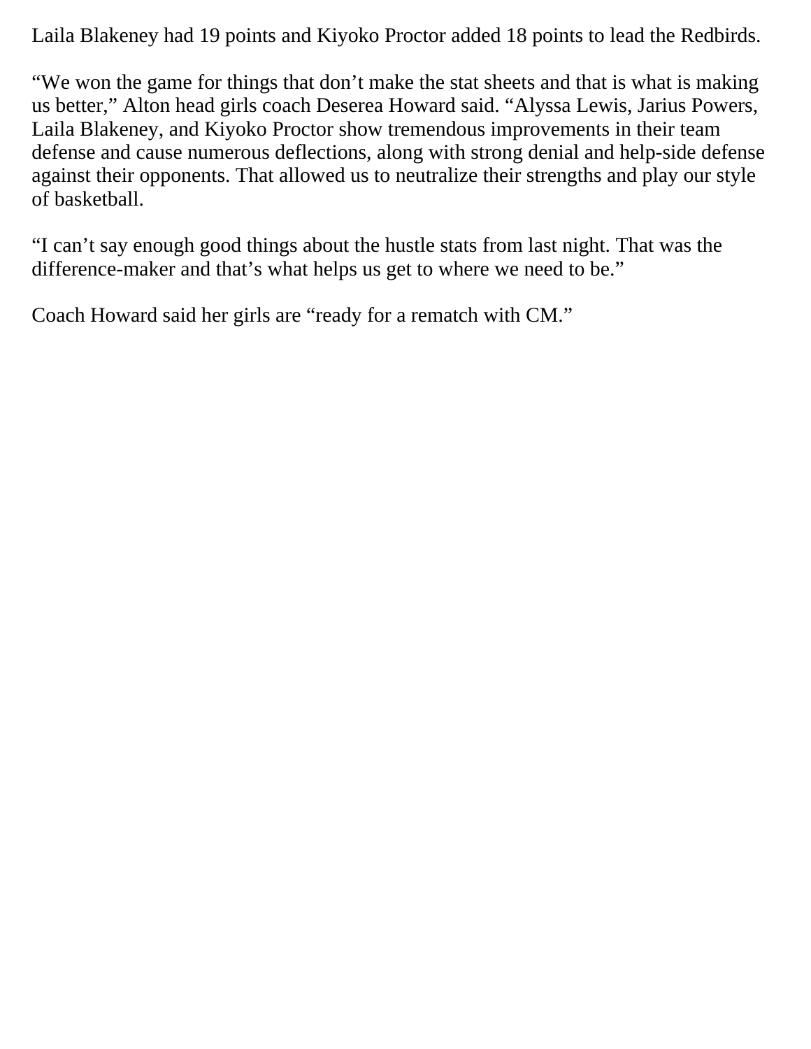Laila Blakeney had 19 points and Kiyoko Proctor added 18 points to lead the Redbirds.

“We won the game for things that don’t make the stat sheets and that is what is making us better,” Alton head girls coach Deserea Howard said. “Alyssa Lewis, Jarius Powers, Laila Blakeney, and Kiyoko Proctor show tremendous improvements in their team defense and cause numerous deflections, along with strong denial and help-side defense against their opponents. That allowed us to neutralize their strengths and play our style of basketball.

“I can’t say enough good things about the hustle stats from last night. That was the difference-maker and that’s what helps us get to where we need to be.”

Coach Howard said her girls are “ready for a rematch with CM.”